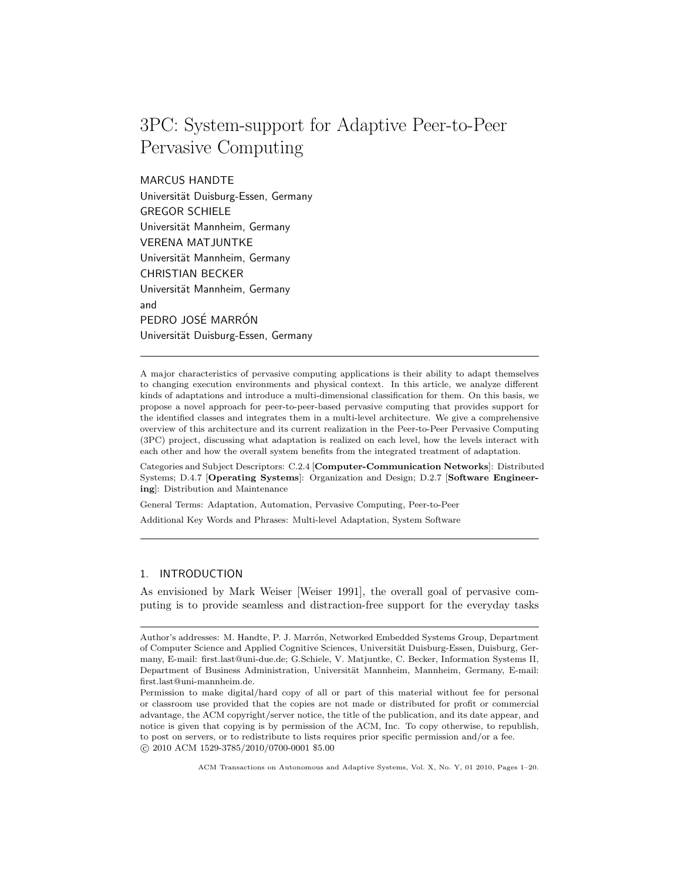# 3PC: System-support for Adaptive Peer-to-Peer Pervasive Computing

MARCUS HANDTE
Universität Duisburg-Essen, Germany
GREGOR SCHIELE
Universität Mannheim, Germany
VERENA MATJUNTKE
Universität Mannheim, Germany
CHRISTIAN BECKER
Universität Mannheim, Germany
and
PEDRO JOSÉ MARRÓN
Universität Duisburg-Essen, Germany

---

A major characteristics of pervasive computing applications is their ability to adapt themselves to changing execution environments and physical context. In this article, we analyze different kinds of adaptations and introduce a multi-dimensional classification for them. On this basis, we propose a novel approach for peer-to-peer-based pervasive computing that provides support for the identified classes and integrates them in a multi-level architecture. We give a comprehensive overview of this architecture and its current realization in the Peer-to-Peer Pervasive Computing (3PC) project, discussing what adaptation is realized on each level, how the levels interact with each other and how the overall system benefits from the integrated treatment of adaptation.

Categories and Subject Descriptors: C.2.4 [**Computer-Communication Networks**]: Distributed Systems; D.4.7 [**Operating Systems**]: Organization and Design; D.2.7 [**Software Engineering**]: Distribution and Maintenance

General Terms: Adaptation, Automation, Pervasive Computing, Peer-to-Peer

Additional Key Words and Phrases: Multi-level Adaptation, System Software

---

## 1. INTRODUCTION

As envisioned by Mark Weiser [Weiser 1991], the overall goal of pervasive computing is to provide seamless and distraction-free support for the everyday tasks

---

Author's addresses: M. Handte, P. J. Marrón, Networked Embedded Systems Group, Department of Computer Science and Applied Cognitive Sciences, Universität Duisburg-Essen, Duisburg, Germany, E-mail: first.last@uni-due.de; G.Schiele, V. Matjuntke, C. Becker, Information Systems II, Department of Business Administration, Universität Mannheim, Mannheim, Germany, E-mail: first.last@uni-mannheim.de.

Permission to make digital/hard copy of all or part of this material without fee for personal or classroom use provided that the copies are not made or distributed for profit or commercial advantage, the ACM copyright/server notice, the title of the publication, and its date appear, and notice is given that copying is by permission of the ACM, Inc. To copy otherwise, to republish, to post on servers, or to redistribute to lists requires prior specific permission and/or a fee.
© 2010 ACM 1529-3785/2010/0700-0001 $5.00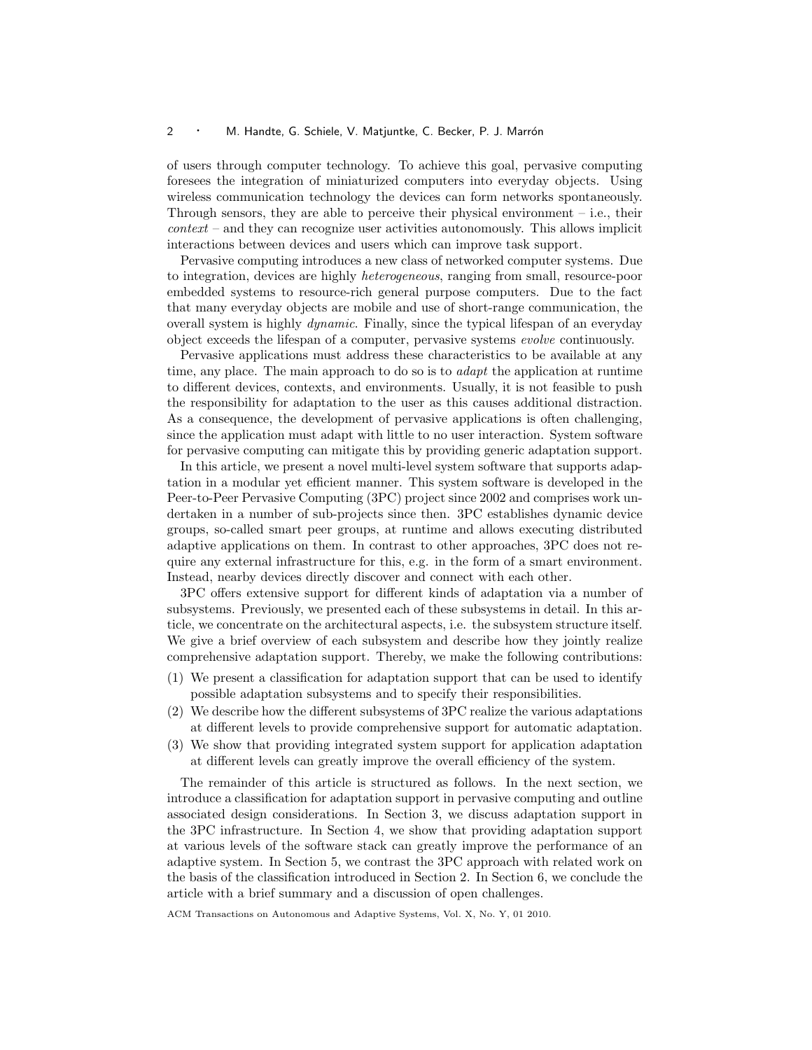of users through computer technology. To achieve this goal, pervasive computing foresees the integration of miniaturized computers into everyday objects. Using wireless communication technology the devices can form networks spontaneously. Through sensors, they are able to perceive their physical environment – i.e., their *context* – and they can recognize user activities autonomously. This allows implicit interactions between devices and users which can improve task support.

Pervasive computing introduces a new class of networked computer systems. Due to integration, devices are highly *heterogeneous*, ranging from small, resource-poor embedded systems to resource-rich general purpose computers. Due to the fact that many everyday objects are mobile and use of short-range communication, the overall system is highly *dynamic*. Finally, since the typical lifespan of an everyday object exceeds the lifespan of a computer, pervasive systems *evolve* continuously.

Pervasive applications must address these characteristics to be available at any time, any place. The main approach to do so is to *adapt* the application at runtime to different devices, contexts, and environments. Usually, it is not feasible to push the responsibility for adaptation to the user as this causes additional distraction. As a consequence, the development of pervasive applications is often challenging, since the application must adapt with little to no user interaction. System software for pervasive computing can mitigate this by providing generic adaptation support.

In this article, we present a novel multi-level system software that supports adaptation in a modular yet efficient manner. This system software is developed in the Peer-to-Peer Pervasive Computing (3PC) project since 2002 and comprises work undertaken in a number of sub-projects since then. 3PC establishes dynamic device groups, so-called smart peer groups, at runtime and allows executing distributed adaptive applications on them. In contrast to other approaches, 3PC does not require any external infrastructure for this, e.g. in the form of a smart environment. Instead, nearby devices directly discover and connect with each other.

3PC offers extensive support for different kinds of adaptation via a number of subsystems. Previously, we presented each of these subsystems in detail. In this article, we concentrate on the architectural aspects, i.e. the subsystem structure itself. We give a brief overview of each subsystem and describe how they jointly realize comprehensive adaptation support. Thereby, we make the following contributions:

(1) We present a classification for adaptation support that can be used to identify possible adaptation subsystems and to specify their responsibilities.
(2) We describe how the different subsystems of 3PC realize the various adaptations at different levels to provide comprehensive support for automatic adaptation.
(3) We show that providing integrated system support for application adaptation at different levels can greatly improve the overall efficiency of the system.

The remainder of this article is structured as follows. In the next section, we introduce a classification for adaptation support in pervasive computing and outline associated design considerations. In Section 3, we discuss adaptation support in the 3PC infrastructure. In Section 4, we show that providing adaptation support at various levels of the software stack can greatly improve the performance of an adaptive system. In Section 5, we contrast the 3PC approach with related work on the basis of the classification introduced in Section 2. In Section 6, we conclude the article with a brief summary and a discussion of open challenges.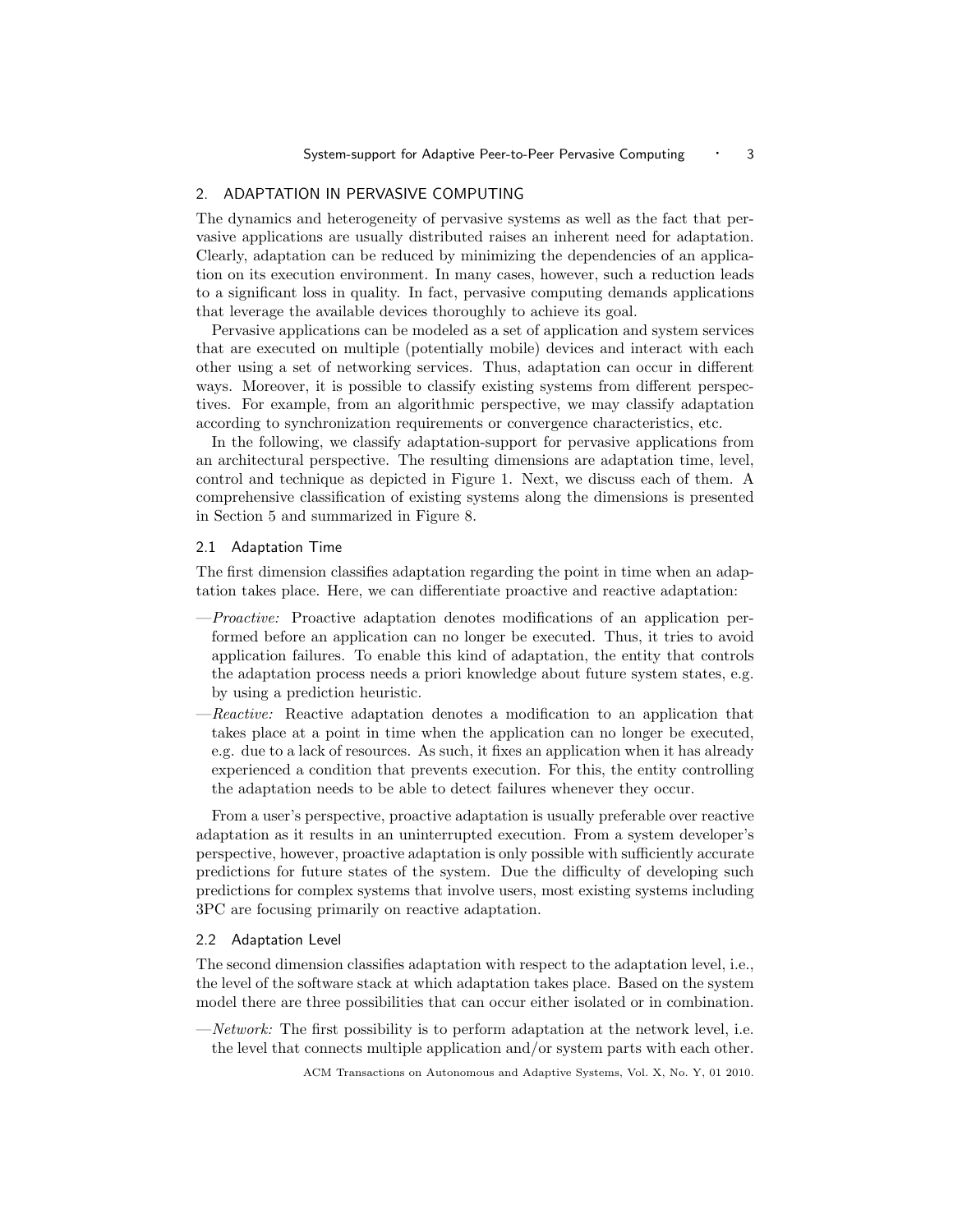## 2. ADAPTATION IN PERVASIVE COMPUTING

The dynamics and heterogeneity of pervasive systems as well as the fact that pervasive applications are usually distributed raises an inherent need for adaptation. Clearly, adaptation can be reduced by minimizing the dependencies of an application on its execution environment. In many cases, however, such a reduction leads to a significant loss in quality. In fact, pervasive computing demands applications that leverage the available devices thoroughly to achieve its goal.

Pervasive applications can be modeled as a set of application and system services that are executed on multiple (potentially mobile) devices and interact with each other using a set of networking services. Thus, adaptation can occur in different ways. Moreover, it is possible to classify existing systems from different perspectives. For example, from an algorithmic perspective, we may classify adaptation according to synchronization requirements or convergence characteristics, etc.

In the following, we classify adaptation-support for pervasive applications from an architectural perspective. The resulting dimensions are adaptation time, level, control and technique as depicted in Figure 1. Next, we discuss each of them. A comprehensive classification of existing systems along the dimensions is presented in Section 5 and summarized in Figure 8.

### 2.1 Adaptation Time

The first dimension classifies adaptation regarding the point in time when an adaptation takes place. Here, we can differentiate proactive and reactive adaptation:

—*Proactive:* Proactive adaptation denotes modifications of an application performed before an application can no longer be executed. Thus, it tries to avoid application failures. To enable this kind of adaptation, the entity that controls the adaptation process needs a priori knowledge about future system states, e.g. by using a prediction heuristic.

—*Reactive:* Reactive adaptation denotes a modification to an application that takes place at a point in time when the application can no longer be executed, e.g. due to a lack of resources. As such, it fixes an application when it has already experienced a condition that prevents execution. For this, the entity controlling the adaptation needs to be able to detect failures whenever they occur.

From a user's perspective, proactive adaptation is usually preferable over reactive adaptation as it results in an uninterrupted execution. From a system developer's perspective, however, proactive adaptation is only possible with sufficiently accurate predictions for future states of the system. Due the difficulty of developing such predictions for complex systems that involve users, most existing systems including 3PC are focusing primarily on reactive adaptation.

### 2.2 Adaptation Level

The second dimension classifies adaptation with respect to the adaptation level, i.e., the level of the software stack at which adaptation takes place. Based on the system model there are three possibilities that can occur either isolated or in combination.

—*Network:* The first possibility is to perform adaptation at the network level, i.e. the level that connects multiple application and/or system parts with each other.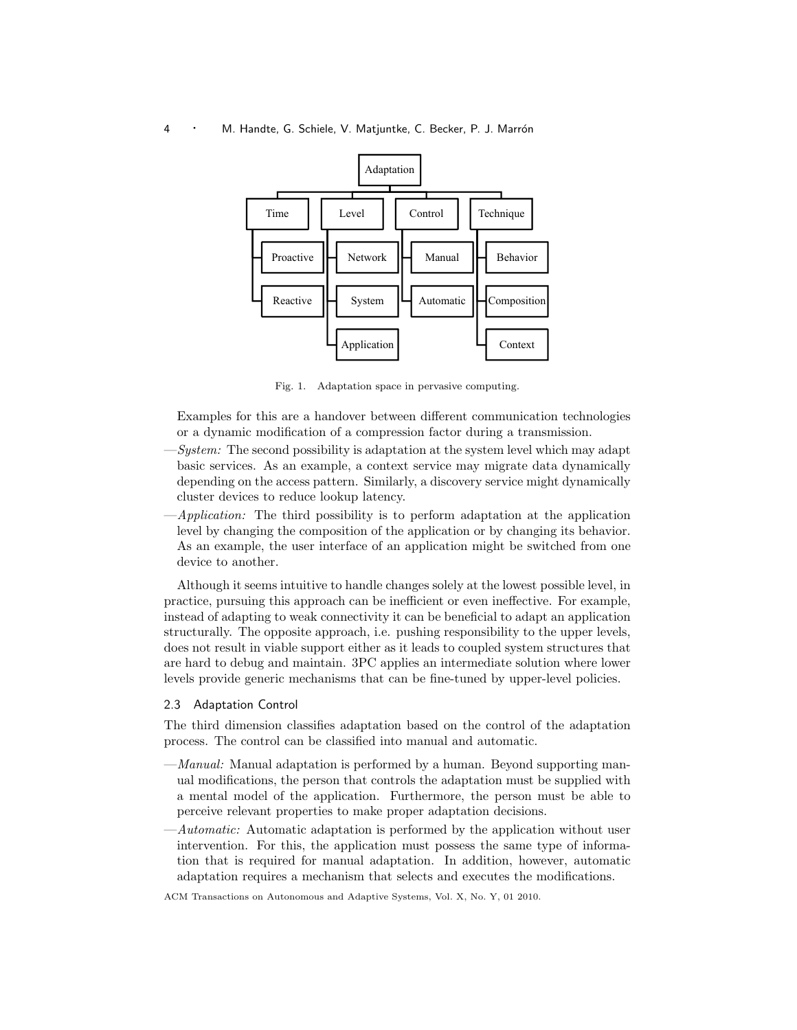Fig. 1. Adaptation space in pervasive computing.

Examples for this are a handover between different communication technologies or a dynamic modification of a compression factor during a transmission.

—*System:* The second possibility is adaptation at the system level which may adapt basic services. As an example, a context service may migrate data dynamically depending on the access pattern. Similarly, a discovery service might dynamically cluster devices to reduce lookup latency.

—*Application:* The third possibility is to perform adaptation at the application level by changing the composition of the application or by changing its behavior. As an example, the user interface of an application might be switched from one device to another.

Although it seems intuitive to handle changes solely at the lowest possible level, in practice, pursuing this approach can be inefficient or even ineffective. For example, instead of adapting to weak connectivity it can be beneficial to adapt an application structurally. The opposite approach, i.e. pushing responsibility to the upper levels, does not result in viable support either as it leads to coupled system structures that are hard to debug and maintain. 3PC applies an intermediate solution where lower levels provide generic mechanisms that can be fine-tuned by upper-level policies.

### 2.3 Adaptation Control

The third dimension classifies adaptation based on the control of the adaptation process. The control can be classified into manual and automatic.

—*Manual:* Manual adaptation is performed by a human. Beyond supporting manual modifications, the person that controls the adaptation must be supplied with a mental model of the application. Furthermore, the person must be able to perceive relevant properties to make proper adaptation decisions.

—*Automatic:* Automatic adaptation is performed by the application without user intervention. For this, the application must possess the same type of information that is required for manual adaptation. In addition, however, automatic adaptation requires a mechanism that selects and executes the modifications.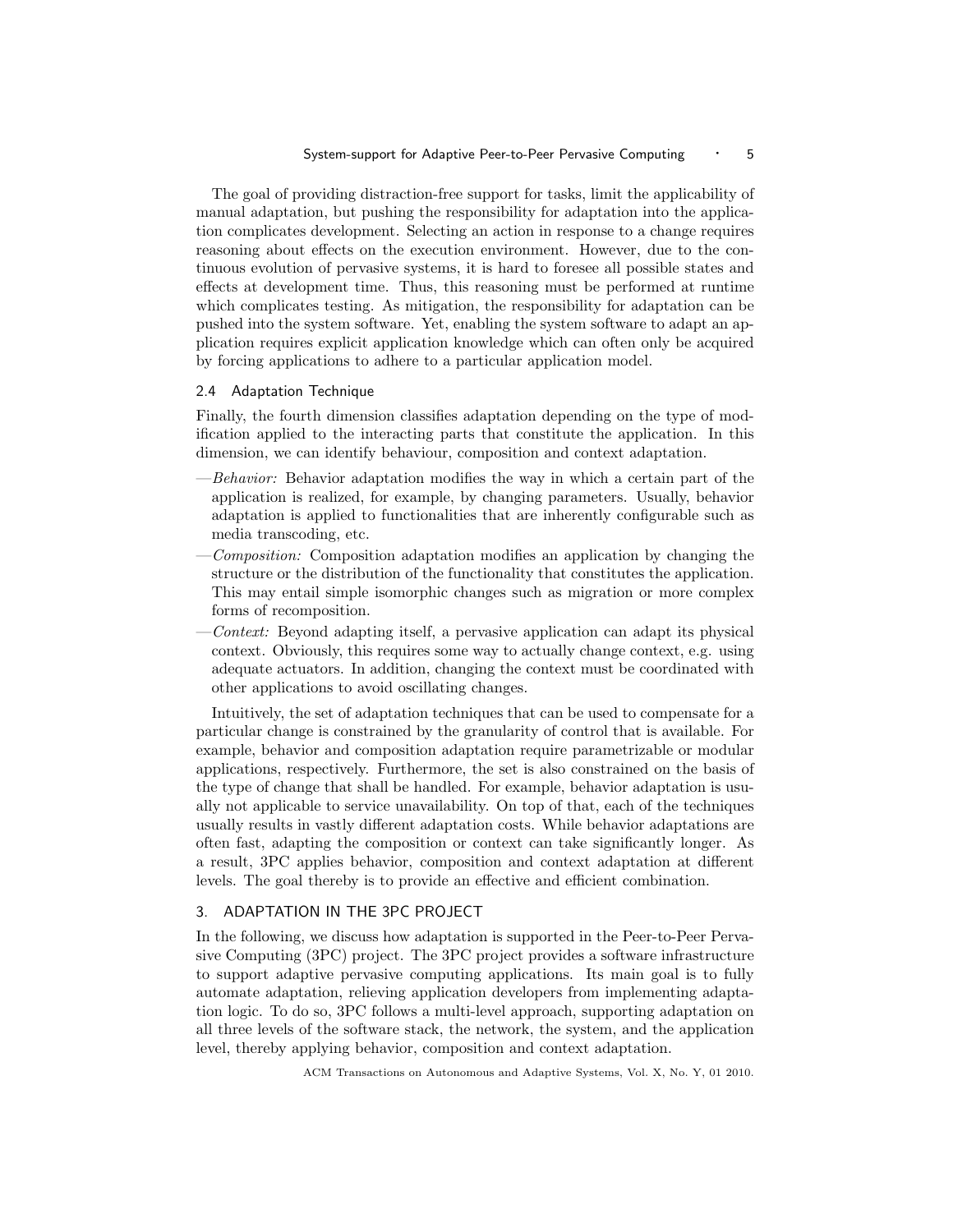The goal of providing distraction-free support for tasks, limit the applicability of manual adaptation, but pushing the responsibility for adaptation into the application complicates development. Selecting an action in response to a change requires reasoning about effects on the execution environment. However, due to the continuous evolution of pervasive systems, it is hard to foresee all possible states and effects at development time. Thus, this reasoning must be performed at runtime which complicates testing. As mitigation, the responsibility for adaptation can be pushed into the system software. Yet, enabling the system software to adapt an application requires explicit application knowledge which can often only be acquired by forcing applications to adhere to a particular application model.

### 2.4 Adaptation Technique

Finally, the fourth dimension classifies adaptation depending on the type of modification applied to the interacting parts that constitute the application. In this dimension, we can identify behaviour, composition and context adaptation.

—*Behavior:* Behavior adaptation modifies the way in which a certain part of the application is realized, for example, by changing parameters. Usually, behavior adaptation is applied to functionalities that are inherently configurable such as media transcoding, etc.

—*Composition:* Composition adaptation modifies an application by changing the structure or the distribution of the functionality that constitutes the application. This may entail simple isomorphic changes such as migration or more complex forms of recomposition.

—*Context:* Beyond adapting itself, a pervasive application can adapt its physical context. Obviously, this requires some way to actually change context, e.g. using adequate actuators. In addition, changing the context must be coordinated with other applications to avoid oscillating changes.

Intuitively, the set of adaptation techniques that can be used to compensate for a particular change is constrained by the granularity of control that is available. For example, behavior and composition adaptation require parametrizable or modular applications, respectively. Furthermore, the set is also constrained on the basis of the type of change that shall be handled. For example, behavior adaptation is usually not applicable to service unavailability. On top of that, each of the techniques usually results in vastly different adaptation costs. While behavior adaptations are often fast, adapting the composition or context can take significantly longer. As a result, 3PC applies behavior, composition and context adaptation at different levels. The goal thereby is to provide an effective and efficient combination.

## 3. ADAPTATION IN THE 3PC PROJECT

In the following, we discuss how adaptation is supported in the Peer-to-Peer Pervasive Computing (3PC) project. The 3PC project provides a software infrastructure to support adaptive pervasive computing applications. Its main goal is to fully automate adaptation, relieving application developers from implementing adaptation logic. To do so, 3PC follows a multi-level approach, supporting adaptation on all three levels of the software stack, the network, the system, and the application level, thereby applying behavior, composition and context adaptation.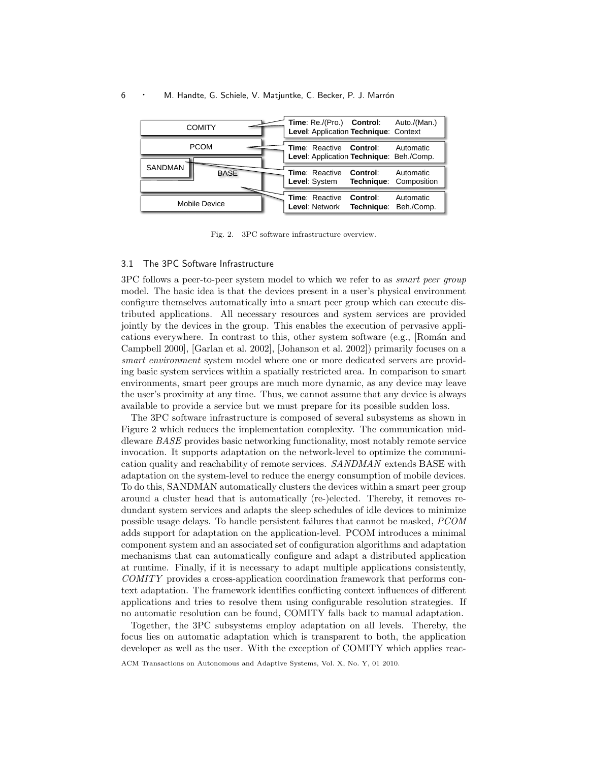Fig. 2. 3PC software infrastructure overview.

### 3.1 The 3PC Software Infrastructure

3PC follows a peer-to-peer system model to which we refer to as *smart peer group* model. The basic idea is that the devices present in a user's physical environment configure themselves automatically into a smart peer group which can execute distributed applications. All necessary resources and system services are provided jointly by the devices in the group. This enables the execution of pervasive applications everywhere. In contrast to this, other system software (e.g., [Román and Campbell 2000], [Garlan et al. 2002], [Johanson et al. 2002]) primarily focuses on a *smart environment* system model where one or more dedicated servers are providing basic system services within a spatially restricted area. In comparison to smart environments, smart peer groups are much more dynamic, as any device may leave the user's proximity at any time. Thus, we cannot assume that any device is always available to provide a service but we must prepare for its possible sudden loss.

The 3PC software infrastructure is composed of several subsystems as shown in Figure 2 which reduces the implementation complexity. The communication middleware *BASE* provides basic networking functionality, most notably remote service invocation. It supports adaptation on the network-level to optimize the communication quality and reachability of remote services. *SANDMAN* extends BASE with adaptation on the system-level to reduce the energy consumption of mobile devices. To do this, SANDMAN automatically clusters the devices within a smart peer group around a cluster head that is automatically (re-)elected. Thereby, it removes redundant system services and adapts the sleep schedules of idle devices to minimize possible usage delays. To handle persistent failures that cannot be masked, *PCOM* adds support for adaptation on the application-level. PCOM introduces a minimal component system and an associated set of configuration algorithms and adaptation mechanisms that can automatically configure and adapt a distributed application at runtime. Finally, if it is necessary to adapt multiple applications consistently, *COMITY* provides a cross-application coordination framework that performs context adaptation. The framework identifies conflicting context influences of different applications and tries to resolve them using configurable resolution strategies. If no automatic resolution can be found, COMITY falls back to manual adaptation.

Together, the 3PC subsystems employ adaptation on all levels. Thereby, the focus lies on automatic adaptation which is transparent to both, the application developer as well as the user. With the exception of COMITY which applies reac-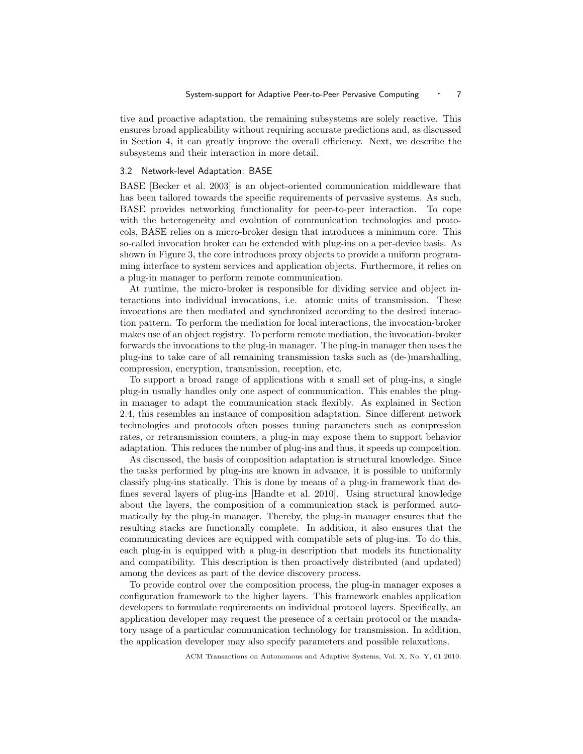tive and proactive adaptation, the remaining subsystems are solely reactive. This ensures broad applicability without requiring accurate predictions and, as discussed in Section 4, it can greatly improve the overall efficiency. Next, we describe the subsystems and their interaction in more detail.

### 3.2 Network-level Adaptation: BASE

BASE [Becker et al. 2003] is an object-oriented communication middleware that has been tailored towards the specific requirements of pervasive systems. As such, BASE provides networking functionality for peer-to-peer interaction. To cope with the heterogeneity and evolution of communication technologies and protocols, BASE relies on a micro-broker design that introduces a minimum core. This so-called invocation broker can be extended with plug-ins on a per-device basis. As shown in Figure 3, the core introduces proxy objects to provide a uniform programming interface to system services and application objects. Furthermore, it relies on a plug-in manager to perform remote communication.

At runtime, the micro-broker is responsible for dividing service and object interactions into individual invocations, i.e. atomic units of transmission. These invocations are then mediated and synchronized according to the desired interaction pattern. To perform the mediation for local interactions, the invocation-broker makes use of an object registry. To perform remote mediation, the invocation-broker forwards the invocations to the plug-in manager. The plug-in manager then uses the plug-ins to take care of all remaining transmission tasks such as (de-)marshalling, compression, encryption, transmission, reception, etc.

To support a broad range of applications with a small set of plug-ins, a single plug-in usually handles only one aspect of communication. This enables the plug-in manager to adapt the communication stack flexibly. As explained in Section 2.4, this resembles an instance of composition adaptation. Since different network technologies and protocols often posses tuning parameters such as compression rates, or retransmission counters, a plug-in may expose them to support behavior adaptation. This reduces the number of plug-ins and thus, it speeds up composition.

As discussed, the basis of composition adaptation is structural knowledge. Since the tasks performed by plug-ins are known in advance, it is possible to uniformly classify plug-ins statically. This is done by means of a plug-in framework that defines several layers of plug-ins [Handte et al. 2010]. Using structural knowledge about the layers, the composition of a communication stack is performed automatically by the plug-in manager. Thereby, the plug-in manager ensures that the resulting stacks are functionally complete. In addition, it also ensures that the communicating devices are equipped with compatible sets of plug-ins. To do this, each plug-in is equipped with a plug-in description that models its functionality and compatibility. This description is then proactively distributed (and updated) among the devices as part of the device discovery process.

To provide control over the composition process, the plug-in manager exposes a configuration framework to the higher layers. This framework enables application developers to formulate requirements on individual protocol layers. Specifically, an application developer may request the presence of a certain protocol or the mandatory usage of a particular communication technology for transmission. In addition, the application developer may also specify parameters and possible relaxations.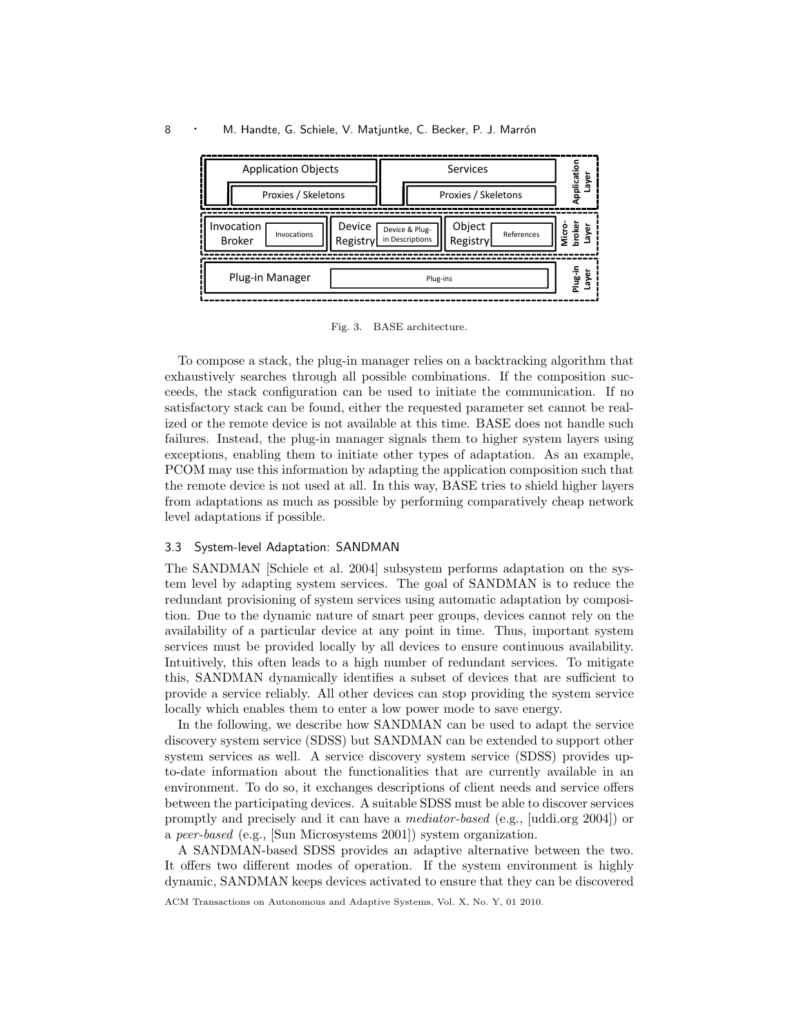Application Objects

Proxies / Skeletons

Services

Proxies / Skeletons

Application Layer

Invocation Broker

Invocations

Device Registry

Device & Plug-in Descriptions

Object Registry

References

Micro-broker Layer

Plug-in Manager

Plug-ins

Plug-in Layer

Fig. 3. BASE architecture.

To compose a stack, the plug-in manager relies on a backtracking algorithm that exhaustively searches through all possible combinations. If the composition succeeds, the stack configuration can be used to initiate the communication. If no satisfactory stack can be found, either the requested parameter set cannot be realized or the remote device is not available at this time. BASE does not handle such failures. Instead, the plug-in manager signals them to higher system layers using exceptions, enabling them to initiate other types of adaptation. As an example, PCOM may use this information by adapting the application composition such that the remote device is not used at all. In this way, BASE tries to shield higher layers from adaptations as much as possible by performing comparatively cheap network level adaptations if possible.

### 3.3 System-level Adaptation: SANDMAN

The SANDMAN [Schiele et al. 2004] subsystem performs adaptation on the system level by adapting system services. The goal of SANDMAN is to reduce the redundant provisioning of system services using automatic adaptation by composition. Due to the dynamic nature of smart peer groups, devices cannot rely on the availability of a particular device at any point in time. Thus, important system services must be provided locally by all devices to ensure continuous availability. Intuitively, this often leads to a high number of redundant services. To mitigate this, SANDMAN dynamically identifies a subset of devices that are sufficient to provide a service reliably. All other devices can stop providing the system service locally which enables them to enter a low power mode to save energy.

In the following, we describe how SANDMAN can be used to adapt the service discovery system service (SDSS) but SANDMAN can be extended to support other system services as well. A service discovery system service (SDSS) provides up-to-date information about the functionalities that are currently available in an environment. To do so, it exchanges descriptions of client needs and service offers between the participating devices. A suitable SDSS must be able to discover services promptly and precisely and it can have a *mediator-based* (e.g., [uddi.org 2004]) or a *peer-based* (e.g., [Sun Microsystems 2001]) system organization.

A SANDMAN-based SDSS provides an adaptive alternative between the two. It offers two different modes of operation. If the system environment is highly dynamic, SANDMAN keeps devices activated to ensure that they can be discovered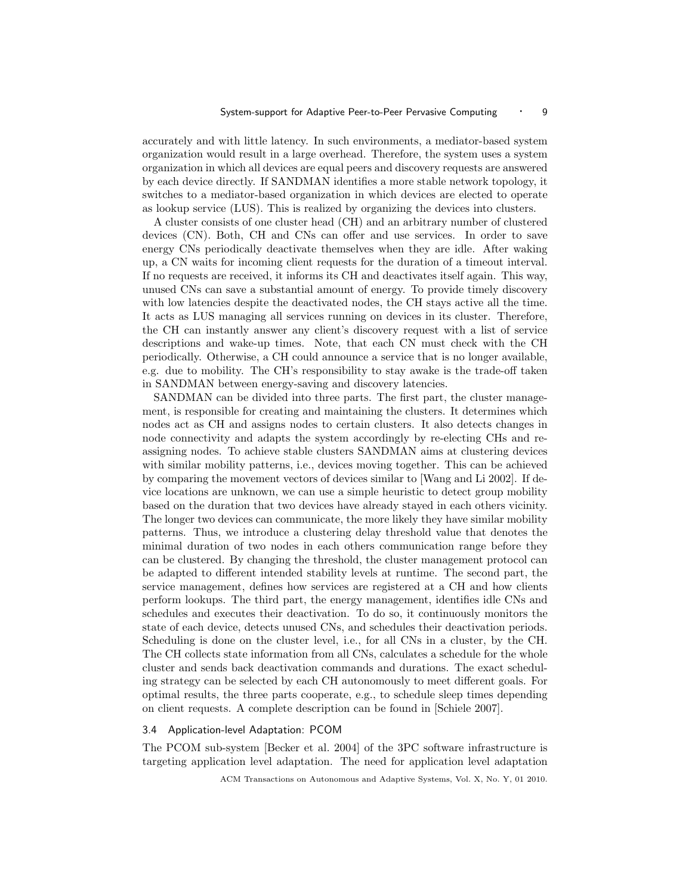accurately and with little latency. In such environments, a mediator-based system organization would result in a large overhead. Therefore, the system uses a system organization in which all devices are equal peers and discovery requests are answered by each device directly. If SANDMAN identifies a more stable network topology, it switches to a mediator-based organization in which devices are elected to operate as lookup service (LUS). This is realized by organizing the devices into clusters.

A cluster consists of one cluster head (CH) and an arbitrary number of clustered devices (CN). Both, CH and CNs can offer and use services. In order to save energy CNs periodically deactivate themselves when they are idle. After waking up, a CN waits for incoming client requests for the duration of a timeout interval. If no requests are received, it informs its CH and deactivates itself again. This way, unused CNs can save a substantial amount of energy. To provide timely discovery with low latencies despite the deactivated nodes, the CH stays active all the time. It acts as LUS managing all services running on devices in its cluster. Therefore, the CH can instantly answer any client's discovery request with a list of service descriptions and wake-up times. Note, that each CN must check with the CH periodically. Otherwise, a CH could announce a service that is no longer available, e.g. due to mobility. The CH's responsibility to stay awake is the trade-off taken in SANDMAN between energy-saving and discovery latencies.

SANDMAN can be divided into three parts. The first part, the cluster management, is responsible for creating and maintaining the clusters. It determines which nodes act as CH and assigns nodes to certain clusters. It also detects changes in node connectivity and adapts the system accordingly by re-electing CHs and reassigning nodes. To achieve stable clusters SANDMAN aims at clustering devices with similar mobility patterns, i.e., devices moving together. This can be achieved by comparing the movement vectors of devices similar to [Wang and Li 2002]. If device locations are unknown, we can use a simple heuristic to detect group mobility based on the duration that two devices have already stayed in each others vicinity. The longer two devices can communicate, the more likely they have similar mobility patterns. Thus, we introduce a clustering delay threshold value that denotes the minimal duration of two nodes in each others communication range before they can be clustered. By changing the threshold, the cluster management protocol can be adapted to different intended stability levels at runtime. The second part, the service management, defines how services are registered at a CH and how clients perform lookups. The third part, the energy management, identifies idle CNs and schedules and executes their deactivation. To do so, it continuously monitors the state of each device, detects unused CNs, and schedules their deactivation periods. Scheduling is done on the cluster level, i.e., for all CNs in a cluster, by the CH. The CH collects state information from all CNs, calculates a schedule for the whole cluster and sends back deactivation commands and durations. The exact scheduling strategy can be selected by each CH autonomously to meet different goals. For optimal results, the three parts cooperate, e.g., to schedule sleep times depending on client requests. A complete description can be found in [Schiele 2007].

### 3.4 Application-level Adaptation: PCOM

The PCOM sub-system [Becker et al. 2004] of the 3PC software infrastructure is targeting application level adaptation. The need for application level adaptation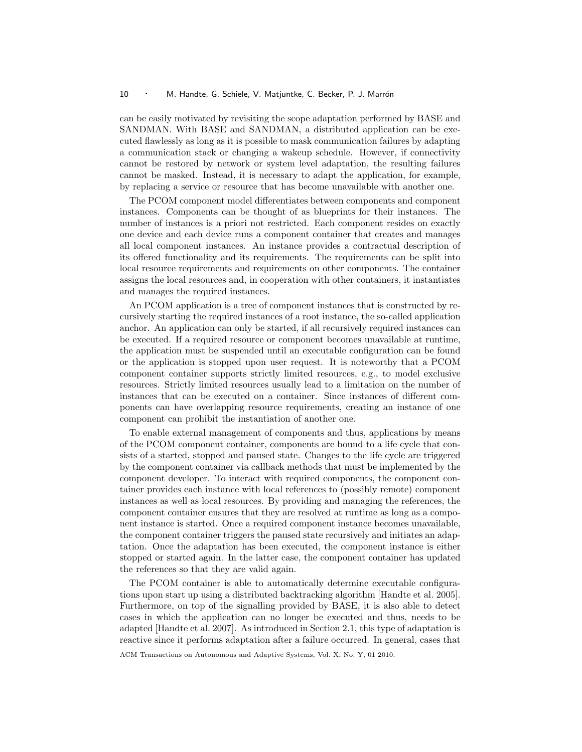can be easily motivated by revisiting the scope adaptation performed by BASE and SANDMAN. With BASE and SANDMAN, a distributed application can be executed flawlessly as long as it is possible to mask communication failures by adapting a communication stack or changing a wakeup schedule. However, if connectivity cannot be restored by network or system level adaptation, the resulting failures cannot be masked. Instead, it is necessary to adapt the application, for example, by replacing a service or resource that has become unavailable with another one.

The PCOM component model differentiates between components and component instances. Components can be thought of as blueprints for their instances. The number of instances is a priori not restricted. Each component resides on exactly one device and each device runs a component container that creates and manages all local component instances. An instance provides a contractual description of its offered functionality and its requirements. The requirements can be split into local resource requirements and requirements on other components. The container assigns the local resources and, in cooperation with other containers, it instantiates and manages the required instances.

An PCOM application is a tree of component instances that is constructed by recursively starting the required instances of a root instance, the so-called application anchor. An application can only be started, if all recursively required instances can be executed. If a required resource or component becomes unavailable at runtime, the application must be suspended until an executable configuration can be found or the application is stopped upon user request. It is noteworthy that a PCOM component container supports strictly limited resources, e.g., to model exclusive resources. Strictly limited resources usually lead to a limitation on the number of instances that can be executed on a container. Since instances of different components can have overlapping resource requirements, creating an instance of one component can prohibit the instantiation of another one.

To enable external management of components and thus, applications by means of the PCOM component container, components are bound to a life cycle that consists of a started, stopped and paused state. Changes to the life cycle are triggered by the component container via callback methods that must be implemented by the component developer. To interact with required components, the component container provides each instance with local references to (possibly remote) component instances as well as local resources. By providing and managing the references, the component container ensures that they are resolved at runtime as long as a component instance is started. Once a required component instance becomes unavailable, the component container triggers the paused state recursively and initiates an adaptation. Once the adaptation has been executed, the component instance is either stopped or started again. In the latter case, the component container has updated the references so that they are valid again.

The PCOM container is able to automatically determine executable configurations upon start up using a distributed backtracking algorithm [Handte et al. 2005]. Furthermore, on top of the signalling provided by BASE, it is also able to detect cases in which the application can no longer be executed and thus, needs to be adapted [Handte et al. 2007]. As introduced in Section 2.1, this type of adaptation is reactive since it performs adaptation after a failure occurred. In general, cases that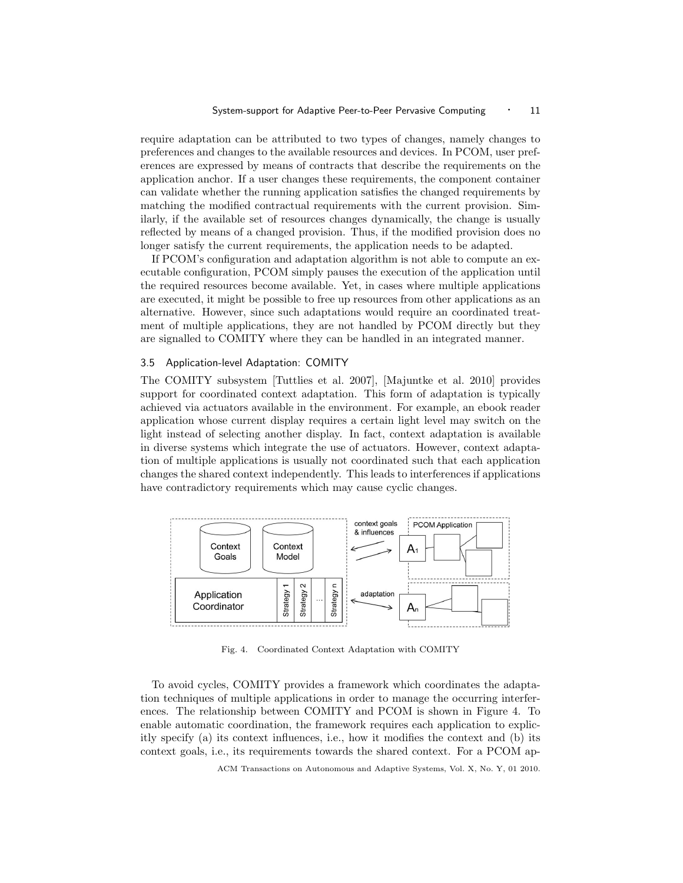require adaptation can be attributed to two types of changes, namely changes to preferences and changes to the available resources and devices. In PCOM, user preferences are expressed by means of contracts that describe the requirements on the application anchor. If a user changes these requirements, the component container can validate whether the running application satisfies the changed requirements by matching the modified contractual requirements with the current provision. Similarly, if the available set of resources changes dynamically, the change is usually reflected by means of a changed provision. Thus, if the modified provision does no longer satisfy the current requirements, the application needs to be adapted.

If PCOM's configuration and adaptation algorithm is not able to compute an executable configuration, PCOM simply pauses the execution of the application until the required resources become available. Yet, in cases where multiple applications are executed, it might be possible to free up resources from other applications as an alternative. However, since such adaptations would require an coordinated treatment of multiple applications, they are not handled by PCOM directly but they are signalled to COMITY where they can be handled in an integrated manner.

### 3.5 Application-level Adaptation: COMITY

The COMITY subsystem [Tuttlies et al. 2007], [Majuntke et al. 2010] provides support for coordinated context adaptation. This form of adaptation is typically achieved via actuators available in the environment. For example, an ebook reader application whose current display requires a certain light level may switch on the light instead of selecting another display. In fact, context adaptation is available in diverse systems which integrate the use of actuators. However, context adaptation of multiple applications is usually not coordinated such that each application changes the shared context independently. This leads to interferences if applications have contradictory requirements which may cause cyclic changes.

Fig. 4. Coordinated Context Adaptation with COMITY

To avoid cycles, COMITY provides a framework which coordinates the adaptation techniques of multiple applications in order to manage the occurring interferences. The relationship between COMITY and PCOM is shown in Figure 4. To enable automatic coordination, the framework requires each application to explicitly specify (a) its context influences, i.e., how it modifies the context and (b) its context goals, i.e., its requirements towards the shared context. For a PCOM ap-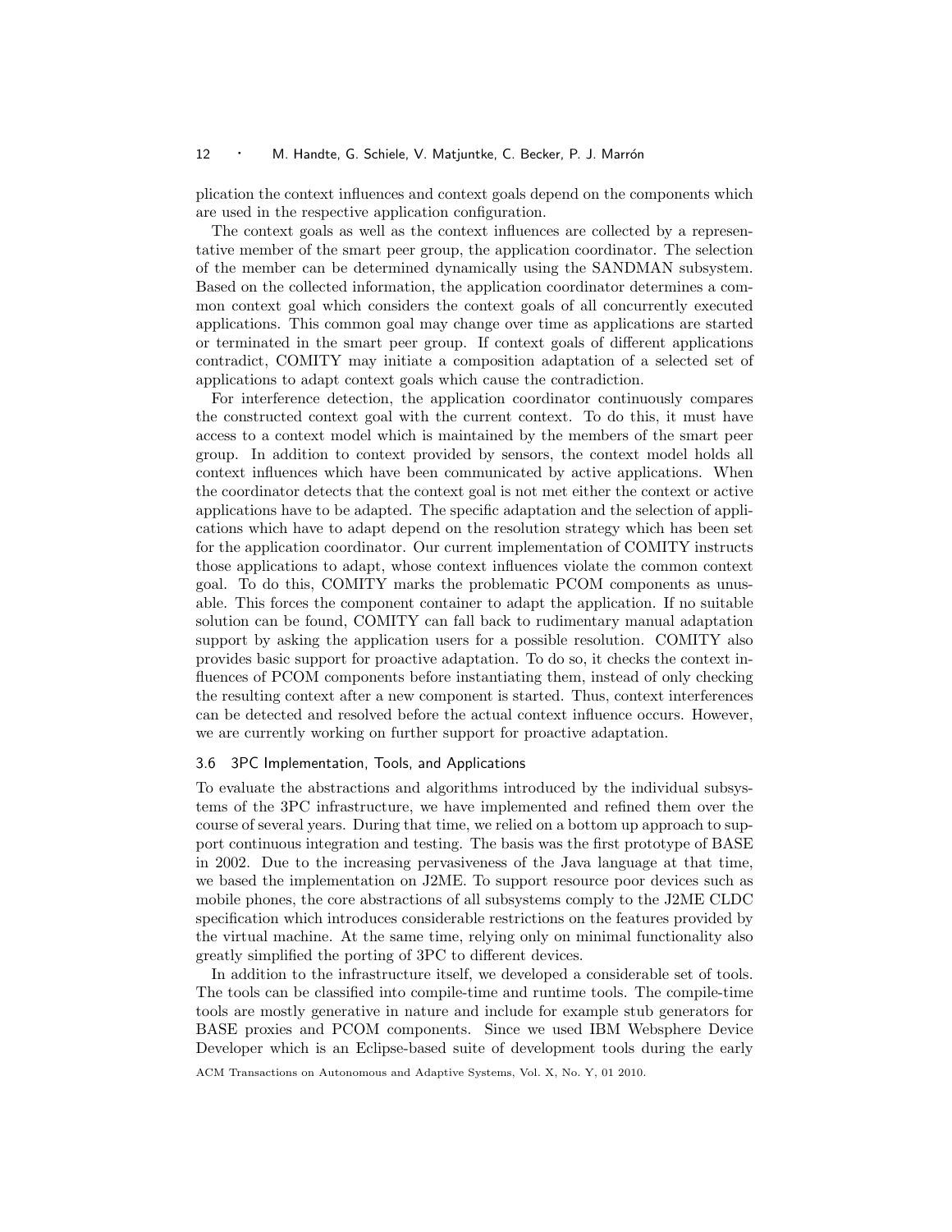plication the context influences and context goals depend on the components which are used in the respective application configuration.

The context goals as well as the context influences are collected by a representative member of the smart peer group, the application coordinator. The selection of the member can be determined dynamically using the SANDMAN subsystem. Based on the collected information, the application coordinator determines a common context goal which considers the context goals of all concurrently executed applications. This common goal may change over time as applications are started or terminated in the smart peer group. If context goals of different applications contradict, COMITY may initiate a composition adaptation of a selected set of applications to adapt context goals which cause the contradiction.

For interference detection, the application coordinator continuously compares the constructed context goal with the current context. To do this, it must have access to a context model which is maintained by the members of the smart peer group. In addition to context provided by sensors, the context model holds all context influences which have been communicated by active applications. When the coordinator detects that the context goal is not met either the context or active applications have to be adapted. The specific adaptation and the selection of applications which have to adapt depend on the resolution strategy which has been set for the application coordinator. Our current implementation of COMITY instructs those applications to adapt, whose context influences violate the common context goal. To do this, COMITY marks the problematic PCOM components as unusable. This forces the component container to adapt the application. If no suitable solution can be found, COMITY can fall back to rudimentary manual adaptation support by asking the application users for a possible resolution. COMITY also provides basic support for proactive adaptation. To do so, it checks the context influences of PCOM components before instantiating them, instead of only checking the resulting context after a new component is started. Thus, context interferences can be detected and resolved before the actual context influence occurs. However, we are currently working on further support for proactive adaptation.

### 3.6 3PC Implementation, Tools, and Applications

To evaluate the abstractions and algorithms introduced by the individual subsystems of the 3PC infrastructure, we have implemented and refined them over the course of several years. During that time, we relied on a bottom up approach to support continuous integration and testing. The basis was the first prototype of BASE in 2002. Due to the increasing pervasiveness of the Java language at that time, we based the implementation on J2ME. To support resource poor devices such as mobile phones, the core abstractions of all subsystems comply to the J2ME CLDC specification which introduces considerable restrictions on the features provided by the virtual machine. At the same time, relying only on minimal functionality also greatly simplified the porting of 3PC to different devices.

In addition to the infrastructure itself, we developed a considerable set of tools. The tools can be classified into compile-time and runtime tools. The compile-time tools are mostly generative in nature and include for example stub generators for BASE proxies and PCOM components. Since we used IBM Websphere Device Developer which is an Eclipse-based suite of development tools during the early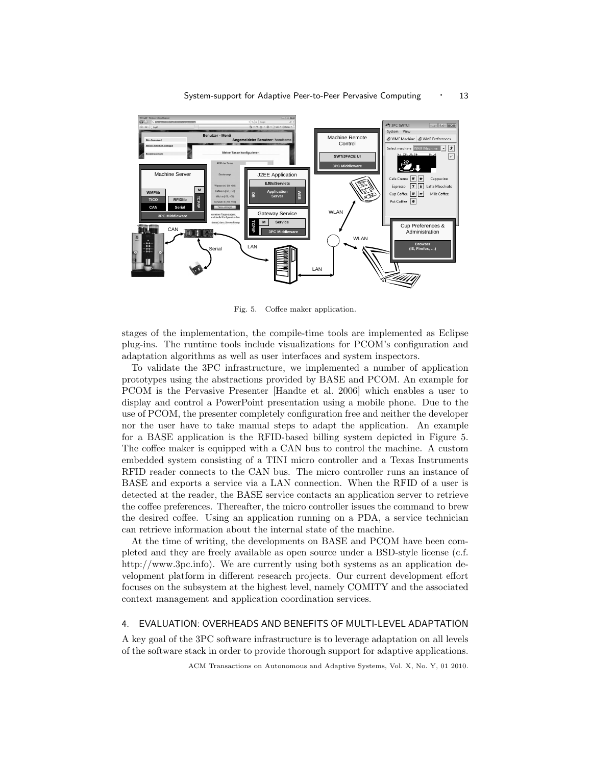Fig. 5. Coffee maker application.

stages of the implementation, the compile-time tools are implemented as Eclipse plug-ins. The runtime tools include visualizations for PCOM's configuration and adaptation algorithms as well as user interfaces and system inspectors.

To validate the 3PC infrastructure, we implemented a number of application prototypes using the abstractions provided by BASE and PCOM. An example for PCOM is the Pervasive Presenter [Handte et al. 2006] which enables a user to display and control a PowerPoint presentation using a mobile phone. Due to the use of PCOM, the presenter completely configuration free and neither the developer nor the user have to take manual steps to adapt the application. An example for a BASE application is the RFID-based billing system depicted in Figure 5. The coffee maker is equipped with a CAN bus to control the machine. A custom embedded system consisting of a TINI micro controller and a Texas Instruments RFID reader connects to the CAN bus. The micro controller runs an instance of BASE and exports a service via a LAN connection. When the RFID of a user is detected at the reader, the BASE service contacts an application server to retrieve the coffee preferences. Thereafter, the micro controller issues the command to brew the desired coffee. Using an application running on a PDA, a service technician can retrieve information about the internal state of the machine.

At the time of writing, the developments on BASE and PCOM have been completed and they are freely available as open source under a BSD-style license (c.f. http://www.3pc.info). We are currently using both systems as an application development platform in different research projects. Our current development effort focuses on the subsystem at the highest level, namely COMITY and the associated context management and application coordination services.

## 4. EVALUATION: OVERHEADS AND BENEFITS OF MULTI-LEVEL ADAPTATION

A key goal of the 3PC software infrastructure is to leverage adaptation on all levels of the software stack in order to provide thorough support for adaptive applications.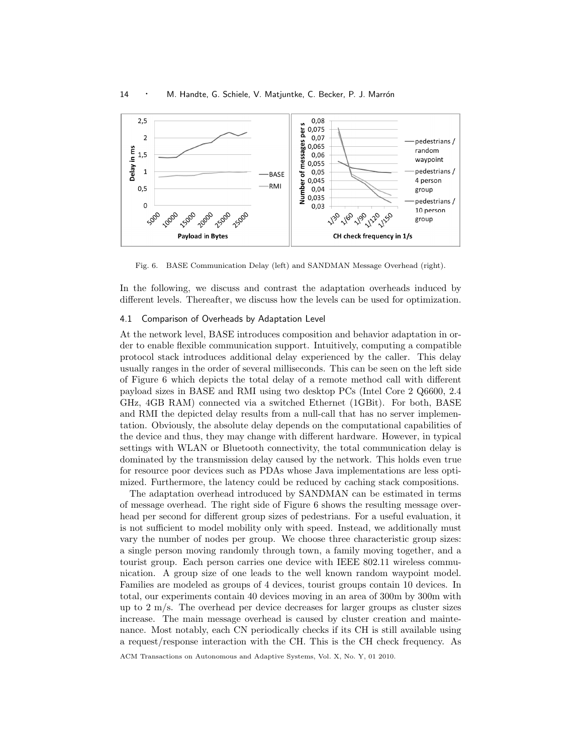Fig. 6. BASE Communication Delay (left) and SANDMAN Message Overhead (right).

In the following, we discuss and contrast the adaptation overheads induced by different levels. Thereafter, we discuss how the levels can be used for optimization.

### 4.1 Comparison of Overheads by Adaptation Level

At the network level, BASE introduces composition and behavior adaptation in order to enable flexible communication support. Intuitively, computing a compatible protocol stack introduces additional delay experienced by the caller. This delay usually ranges in the order of several milliseconds. This can be seen on the left side of Figure 6 which depicts the total delay of a remote method call with different payload sizes in BASE and RMI using two desktop PCs (Intel Core 2 Q6600, 2.4 GHz, 4GB RAM) connected via a switched Ethernet (1GBit). For both, BASE and RMI the depicted delay results from a null-call that has no server implementation. Obviously, the absolute delay depends on the computational capabilities of the device and thus, they may change with different hardware. However, in typical settings with WLAN or Bluetooth connectivity, the total communication delay is dominated by the transmission delay caused by the network. This holds even true for resource poor devices such as PDAs whose Java implementations are less optimized. Furthermore, the latency could be reduced by caching stack compositions.

The adaptation overhead introduced by SANDMAN can be estimated in terms of message overhead. The right side of Figure 6 shows the resulting message overhead per second for different group sizes of pedestrians. For a useful evaluation, it is not sufficient to model mobility only with speed. Instead, we additionally must vary the number of nodes per group. We choose three characteristic group sizes: a single person moving randomly through town, a family moving together, and a tourist group. Each person carries one device with IEEE 802.11 wireless communication. A group size of one leads to the well known random waypoint model. Families are modeled as groups of 4 devices, tourist groups contain 10 devices. In total, our experiments contain 40 devices moving in an area of 300m by 300m with up to 2 m/s. The overhead per device decreases for larger groups as cluster sizes increase. The main message overhead is caused by cluster creation and maintenance. Most notably, each CN periodically checks if its CH is still available using a request/response interaction with the CH. This is the CH check frequency. As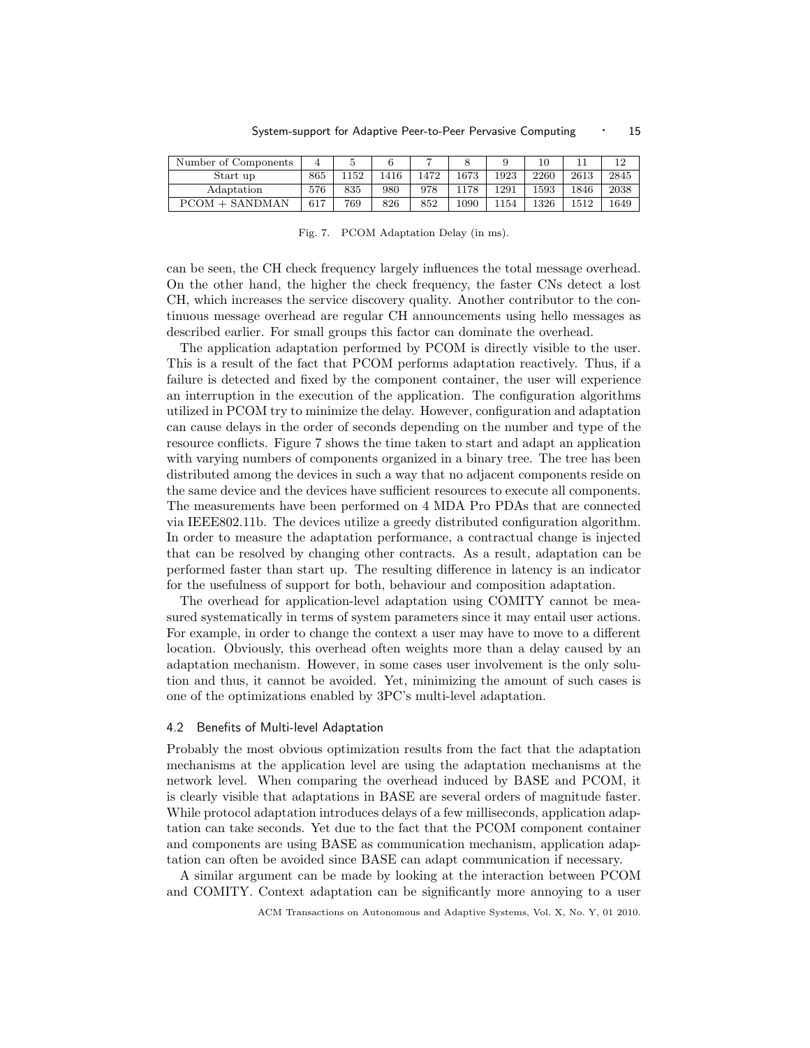| Number of Components | 4 | 5 | 6 | 7 | 8 | 9 | 10 | 11 | 12 |
|---|---|---|---|---|---|---|---|---|---|
| Start up | 865 | 1152 | 1416 | 1472 | 1673 | 1923 | 2260 | 2613 | 2845 |
| Adaptation | 576 | 835 | 980 | 978 | 1178 | 1291 | 1593 | 1846 | 2038 |
| PCOM + SANDMAN | 617 | 769 | 826 | 852 | 1090 | 1154 | 1326 | 1512 | 1649 |

Fig. 7. PCOM Adaptation Delay (in ms).

can be seen, the CH check frequency largely influences the total message overhead. On the other hand, the higher the check frequency, the faster CNs detect a lost CH, which increases the service discovery quality. Another contributor to the continuous message overhead are regular CH announcements using hello messages as described earlier. For small groups this factor can dominate the overhead.

The application adaptation performed by PCOM is directly visible to the user. This is a result of the fact that PCOM performs adaptation reactively. Thus, if a failure is detected and fixed by the component container, the user will experience an interruption in the execution of the application. The configuration algorithms utilized in PCOM try to minimize the delay. However, configuration and adaptation can cause delays in the order of seconds depending on the number and type of the resource conflicts. Figure 7 shows the time taken to start and adapt an application with varying numbers of components organized in a binary tree. The tree has been distributed among the devices in such a way that no adjacent components reside on the same device and the devices have sufficient resources to execute all components. The measurements have been performed on 4 MDA Pro PDAs that are connected via IEEE802.11b. The devices utilize a greedy distributed configuration algorithm. In order to measure the adaptation performance, a contractual change is injected that can be resolved by changing other contracts. As a result, adaptation can be performed faster than start up. The resulting difference in latency is an indicator for the usefulness of support for both, behaviour and composition adaptation.

The overhead for application-level adaptation using COMITY cannot be measured systematically in terms of system parameters since it may entail user actions. For example, in order to change the context a user may have to move to a different location. Obviously, this overhead often weights more than a delay caused by an adaptation mechanism. However, in some cases user involvement is the only solution and thus, it cannot be avoided. Yet, minimizing the amount of such cases is one of the optimizations enabled by 3PC's multi-level adaptation.

### 4.2 Benefits of Multi-level Adaptation

Probably the most obvious optimization results from the fact that the adaptation mechanisms at the application level are using the adaptation mechanisms at the network level. When comparing the overhead induced by BASE and PCOM, it is clearly visible that adaptations in BASE are several orders of magnitude faster. While protocol adaptation introduces delays of a few milliseconds, application adaptation can take seconds. Yet due to the fact that the PCOM component container and components are using BASE as communication mechanism, application adaptation can often be avoided since BASE can adapt communication if necessary.

A similar argument can be made by looking at the interaction between PCOM and COMITY. Context adaptation can be significantly more annoying to a user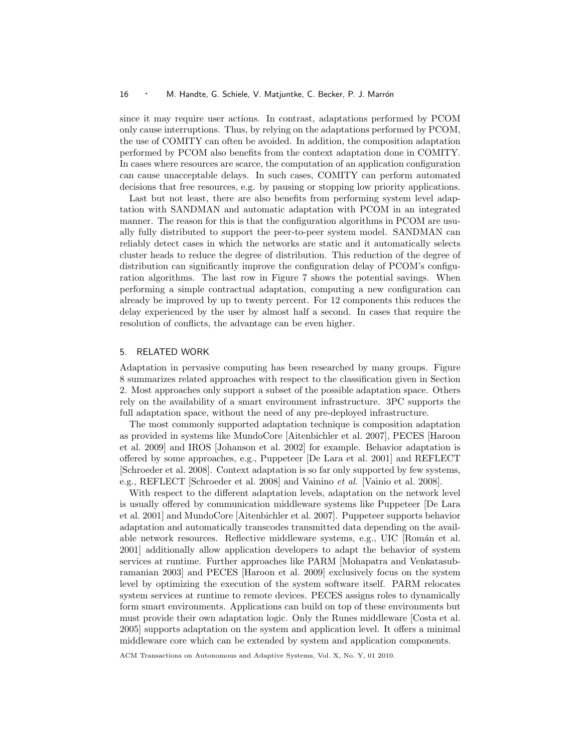since it may require user actions. In contrast, adaptations performed by PCOM only cause interruptions. Thus, by relying on the adaptations performed by PCOM, the use of COMITY can often be avoided. In addition, the composition adaptation performed by PCOM also benefits from the context adaptation done in COMITY. In cases where resources are scarce, the computation of an application configuration can cause unacceptable delays. In such cases, COMITY can perform automated decisions that free resources, e.g. by pausing or stopping low priority applications.

Last but not least, there are also benefits from performing system level adaptation with SANDMAN and automatic adaptation with PCOM in an integrated manner. The reason for this is that the configuration algorithms in PCOM are usually fully distributed to support the peer-to-peer system model. SANDMAN can reliably detect cases in which the networks are static and it automatically selects cluster heads to reduce the degree of distribution. This reduction of the degree of distribution can significantly improve the configuration delay of PCOM's configuration algorithms. The last row in Figure 7 shows the potential savings. When performing a simple contractual adaptation, computing a new configuration can already be improved by up to twenty percent. For 12 components this reduces the delay experienced by the user by almost half a second. In cases that require the resolution of conflicts, the advantage can be even higher.

## 5. RELATED WORK

Adaptation in pervasive computing has been researched by many groups. Figure 8 summarizes related approaches with respect to the classification given in Section 2. Most approaches only support a subset of the possible adaptation space. Others rely on the availability of a smart environment infrastructure. 3PC supports the full adaptation space, without the need of any pre-deployed infrastructure.

The most commonly supported adaptation technique is composition adaptation as provided in systems like MundoCore [Aitenbichler et al. 2007], PECES [Haroon et al. 2009] and IROS [Johanson et al. 2002] for example. Behavior adaptation is offered by some approaches, e.g., Puppeteer [De Lara et al. 2001] and REFLECT [Schroeder et al. 2008]. Context adaptation is so far only supported by few systems, e.g., REFLECT [Schroeder et al. 2008] and Vainino *et al.* [Vainio et al. 2008].

With respect to the different adaptation levels, adaptation on the network level is usually offered by communication middleware systems like Puppeteer [De Lara et al. 2001] and MundoCore [Aitenbichler et al. 2007]. Puppeteer supports behavior adaptation and automatically transcodes transmitted data depending on the available network resources. Reflective middleware systems, e.g., UIC [Román et al. 2001] additionally allow application developers to adapt the behavior of system services at runtime. Further approaches like PARM [Mohapatra and Venkatasubramanian 2003] and PECES [Haroon et al. 2009] exclusively focus on the system level by optimizing the execution of the system software itself. PARM relocates system services at runtime to remote devices. PECES assigns roles to dynamically form smart environments. Applications can build on top of these environments but must provide their own adaptation logic. Only the Runes middleware [Costa et al. 2005] supports adaptation on the system and application level. It offers a minimal middleware core which can be extended by system and application components.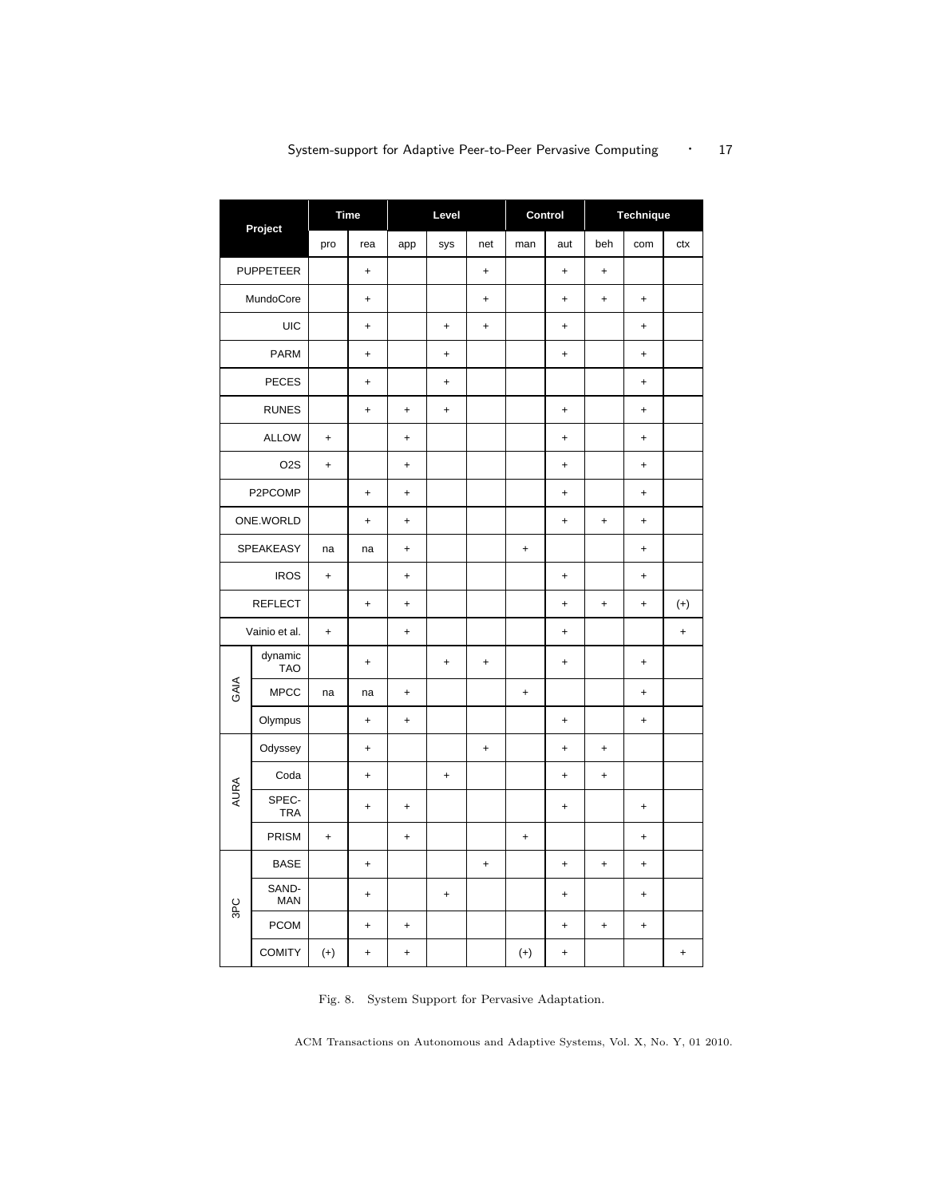| Project | | Time | | Level | | | Control | | Technique | | |
|---|---|---|---|---|---|---|---|---|---|---|---|
| | | pro | rea | app | sys | net | man | aut | beh | com | ctx |
| PUPPETEER | | | + | | | + | | + | + | | |
| MundoCore | | | + | | | + | | + | + | + | |
| UIC | | | + | | + | + | | + | | + | |
| PARM | | | + | | + | | | + | | + | |
| PECES | | | + | | + | | | | | + | |
| RUNES | | | + | + | + | | | + | | + | |
| ALLOW | | + | | + | | | | + | | + | |
| O2S | | + | | + | | | | + | | + | |
| P2PCOMP | | | + | + | | | | + | | + | |
| ONE.WORLD | | | + | + | | | | + | + | + | |
| SPEAKEASY | | na | na | + | | | + | | | + | |
| IROS | | + | | + | | | | + | | + | |
| REFLECT | | | + | + | | | | + | + | + | (+) |
| Vainio et al. | | + | | + | | | | + | | | + |
| GAIA | dynamic TAO | | + | | + | + | | + | | + | |
| | MPCC | na | na | + | | | + | | | + | |
| | Olympus | | + | + | | | | + | | + | |
| AURA | Odyssey | | + | | | + | | + | + | | |
| | Coda | | + | | + | | | + | + | | |
| | SPEC-TRA | | + | + | | | | + | | + | |
| | PRISM | + | | + | | | + | | | + | |
| 3PC | BASE | | + | | | + | | + | + | + | |
| | SAND-MAN | | + | | + | | | + | | + | |
| | PCOM | | + | + | | | | + | + | + | |
| | COMITY | (+) | + | + | | | (+) | + | | | + |

Fig. 8. System Support for Pervasive Adaptation.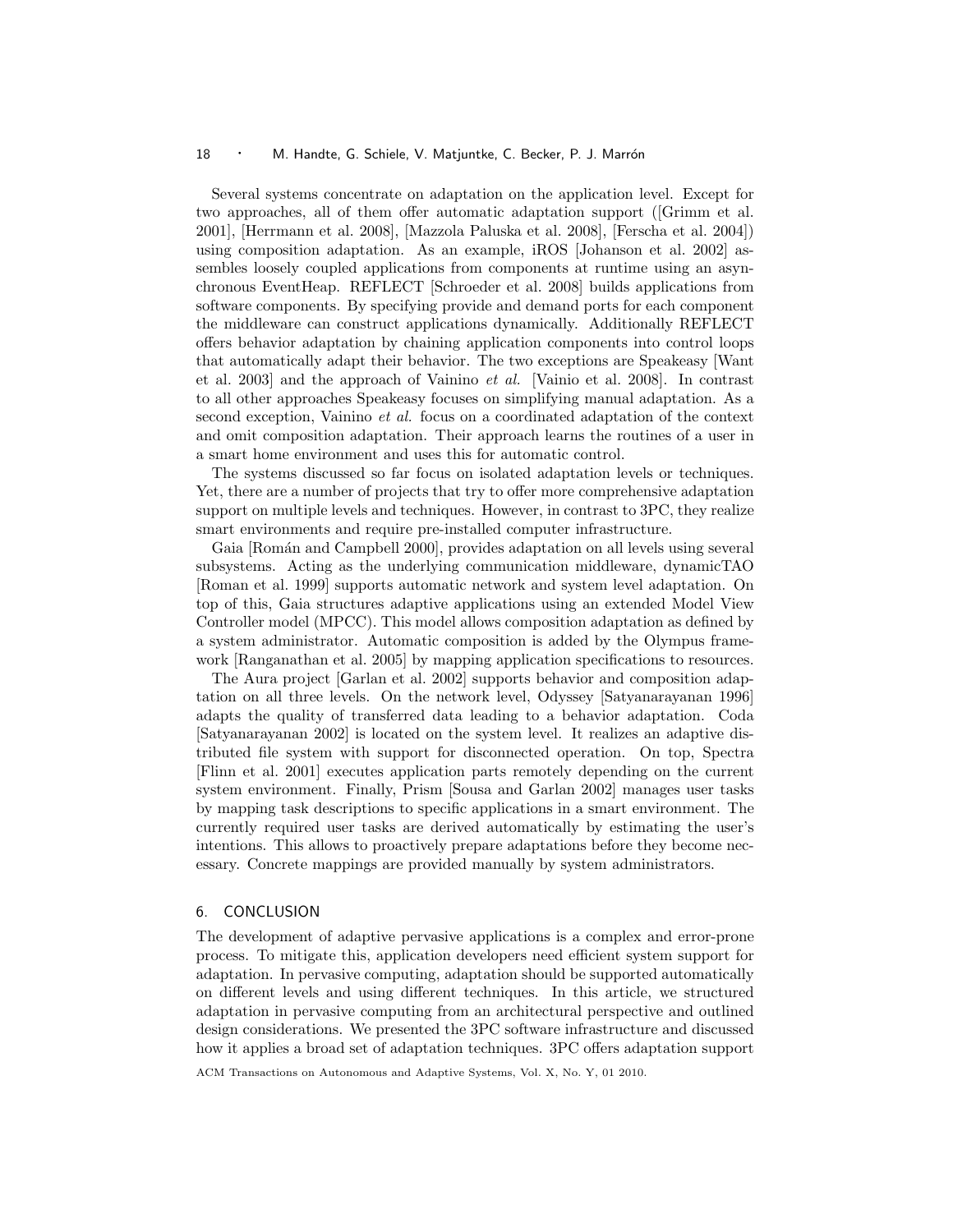Several systems concentrate on adaptation on the application level. Except for two approaches, all of them offer automatic adaptation support ([Grimm et al. 2001], [Herrmann et al. 2008], [Mazzola Paluska et al. 2008], [Ferscha et al. 2004]) using composition adaptation. As an example, iROS [Johanson et al. 2002] assembles loosely coupled applications from components at runtime using an asynchronous EventHeap. REFLECT [Schroeder et al. 2008] builds applications from software components. By specifying provide and demand ports for each component the middleware can construct applications dynamically. Additionally REFLECT offers behavior adaptation by chaining application components into control loops that automatically adapt their behavior. The two exceptions are Speakeasy [Want et al. 2003] and the approach of Vainino *et al.* [Vainio et al. 2008]. In contrast to all other approaches Speakeasy focuses on simplifying manual adaptation. As a second exception, Vainino *et al.* focus on a coordinated adaptation of the context and omit composition adaptation. Their approach learns the routines of a user in a smart home environment and uses this for automatic control.

The systems discussed so far focus on isolated adaptation levels or techniques. Yet, there are a number of projects that try to offer more comprehensive adaptation support on multiple levels and techniques. However, in contrast to 3PC, they realize smart environments and require pre-installed computer infrastructure.

Gaia [Román and Campbell 2000], provides adaptation on all levels using several subsystems. Acting as the underlying communication middleware, dynamicTAO [Roman et al. 1999] supports automatic network and system level adaptation. On top of this, Gaia structures adaptive applications using an extended Model View Controller model (MPCC). This model allows composition adaptation as defined by a system administrator. Automatic composition is added by the Olympus framework [Ranganathan et al. 2005] by mapping application specifications to resources.

The Aura project [Garlan et al. 2002] supports behavior and composition adaptation on all three levels. On the network level, Odyssey [Satyanarayanan 1996] adapts the quality of transferred data leading to a behavior adaptation. Coda [Satyanarayanan 2002] is located on the system level. It realizes an adaptive distributed file system with support for disconnected operation. On top, Spectra [Flinn et al. 2001] executes application parts remotely depending on the current system environment. Finally, Prism [Sousa and Garlan 2002] manages user tasks by mapping task descriptions to specific applications in a smart environment. The currently required user tasks are derived automatically by estimating the user's intentions. This allows to proactively prepare adaptations before they become necessary. Concrete mappings are provided manually by system administrators.

## 6. CONCLUSION

The development of adaptive pervasive applications is a complex and error-prone process. To mitigate this, application developers need efficient system support for adaptation. In pervasive computing, adaptation should be supported automatically on different levels and using different techniques. In this article, we structured adaptation in pervasive computing from an architectural perspective and outlined design considerations. We presented the 3PC software infrastructure and discussed how it applies a broad set of adaptation techniques. 3PC offers adaptation support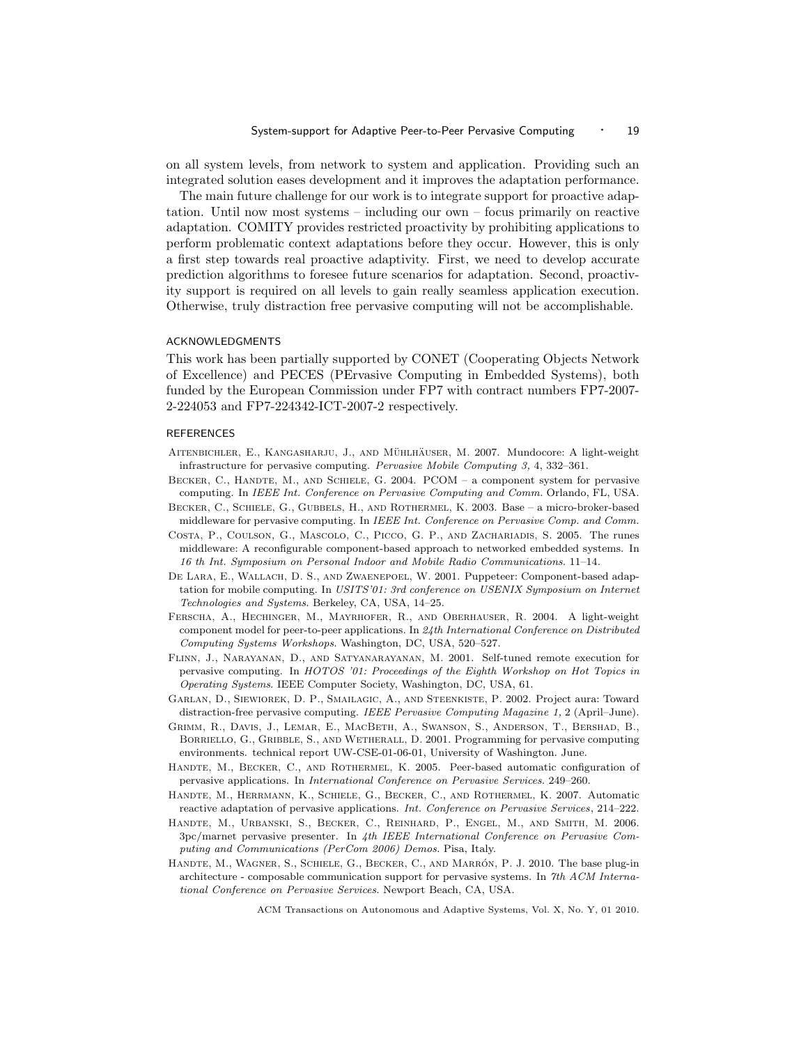on all system levels, from network to system and application. Providing such an integrated solution eases development and it improves the adaptation performance.

The main future challenge for our work is to integrate support for proactive adaptation. Until now most systems – including our own – focus primarily on reactive adaptation. COMITY provides restricted proactivity by prohibiting applications to perform problematic context adaptations before they occur. However, this is only a first step towards real proactive adaptivity. First, we need to develop accurate prediction algorithms to foresee future scenarios for adaptation. Second, proactivity support is required on all levels to gain really seamless application execution. Otherwise, truly distraction free pervasive computing will not be accomplishable.

## ACKNOWLEDGMENTS

This work has been partially supported by CONET (Cooperating Objects Network of Excellence) and PECES (PErvasive Computing in Embedded Systems), both funded by the European Commission under FP7 with contract numbers FP7-2007-2-224053 and FP7-224342-ICT-2007-2 respectively.

## REFERENCES

Aitenbichler, E., Kangasharju, J., and Mühlhäuser, M. 2007. Mundocore: A light-weight infrastructure for pervasive computing. *Pervasive Mobile Computing 3,* 4, 332–361.

Becker, C., Handte, M., and Schiele, G. 2004. PCOM – a component system for pervasive computing. In *IEEE Int. Conference on Pervasive Computing and Comm.* Orlando, FL, USA.

Becker, C., Schiele, G., Gubbels, H., and Rothermel, K. 2003. Base – a micro-broker-based middleware for pervasive computing. In *IEEE Int. Conference on Pervasive Comp. and Comm.*

Costa, P., Coulson, G., Mascolo, C., Picco, G. P., and Zachariadis, S. 2005. The runes middleware: A reconfigurable component-based approach to networked embedded systems. In *16 th Int. Symposium on Personal Indoor and Mobile Radio Communications*. 11–14.

De Lara, E., Wallach, D. S., and Zwaenepoel, W. 2001. Puppeteer: Component-based adaptation for mobile computing. In *USITS'01: 3rd conference on USENIX Symposium on Internet Technologies and Systems*. Berkeley, CA, USA, 14–25.

Ferscha, A., Hechinger, M., Mayrhofer, R., and Oberhauser, R. 2004. A light-weight component model for peer-to-peer applications. In *24th International Conference on Distributed Computing Systems Workshops*. Washington, DC, USA, 520–527.

Flinn, J., Narayanan, D., and Satyanarayanan, M. 2001. Self-tuned remote execution for pervasive computing. In *HOTOS '01: Proceedings of the Eighth Workshop on Hot Topics in Operating Systems*. IEEE Computer Society, Washington, DC, USA, 61.

Garlan, D., Siewiorek, D. P., Smailagic, A., and Steenkiste, P. 2002. Project aura: Toward distraction-free pervasive computing. *IEEE Pervasive Computing Magazine 1,* 2 (April–June).

Grimm, R., Davis, J., Lemar, E., MacBeth, A., Swanson, S., Anderson, T., Bershad, B., Borriello, G., Gribble, S., and Wetherall, D. 2001. Programming for pervasive computing environments. technical report UW-CSE-01-06-01, University of Washington. June.

Handte, M., Becker, C., and Rothermel, K. 2005. Peer-based automatic configuration of pervasive applications. In *International Conference on Pervasive Services*. 249–260.

Handte, M., Herrmann, K., Schiele, G., Becker, C., and Rothermel, K. 2007. Automatic reactive adaptation of pervasive applications. *Int. Conference on Pervasive Services*, 214–222.

Handte, M., Urbanski, S., Becker, C., Reinhard, P., Engel, M., and Smith, M. 2006. 3pc/marnet pervasive presenter. In *4th IEEE International Conference on Pervasive Computing and Communications (PerCom 2006) Demos*. Pisa, Italy.

Handte, M., Wagner, S., Schiele, G., Becker, C., and Marrón, P. J. 2010. The base plug-in architecture - composable communication support for pervasive systems. In *7th ACM International Conference on Pervasive Services*. Newport Beach, CA, USA.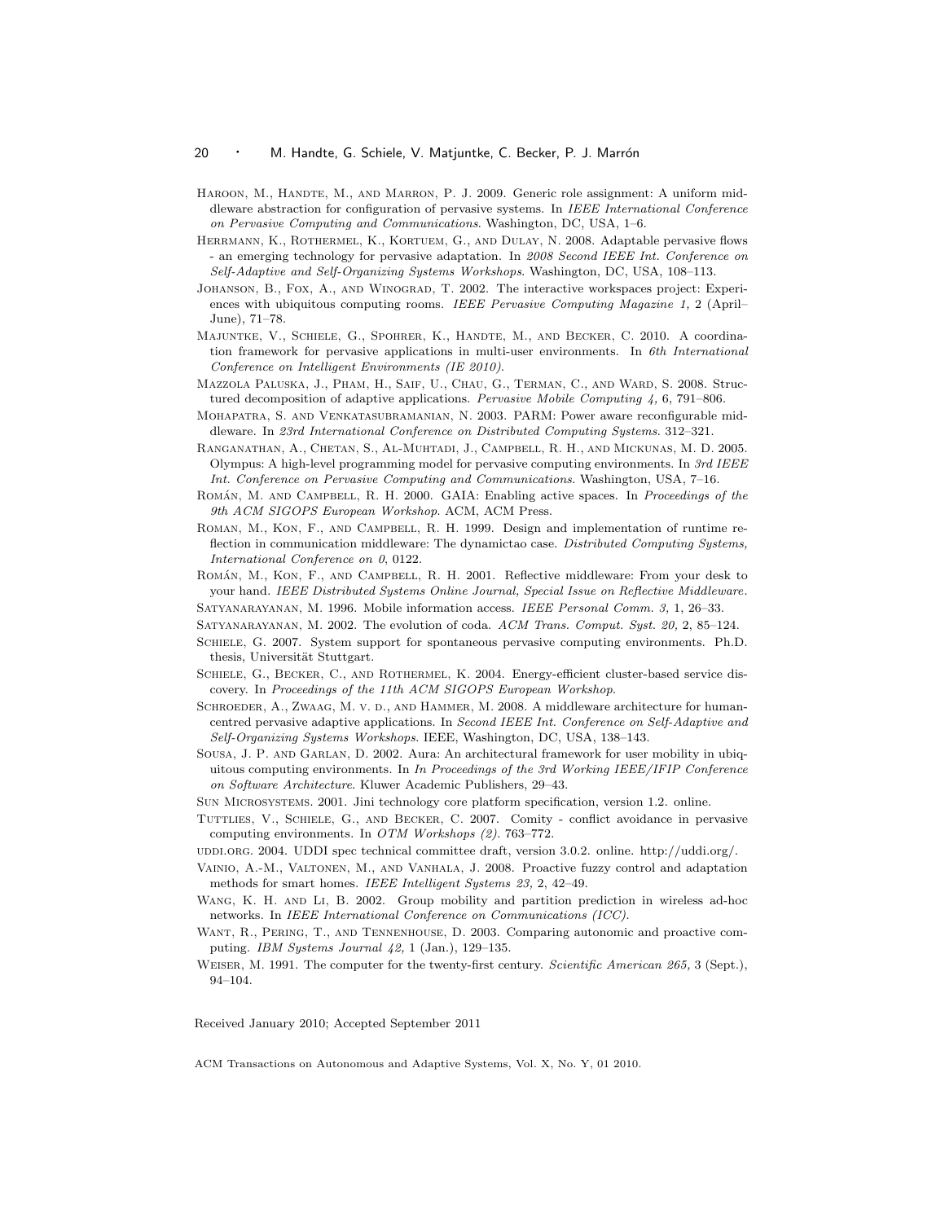Haroon, M., Handte, M., and Marron, P. J. 2009. Generic role assignment: A uniform middleware abstraction for configuration of pervasive systems. In *IEEE International Conference on Pervasive Computing and Communications*. Washington, DC, USA, 1–6.

Herrmann, K., Rothermel, K., Kortuem, G., and Dulay, N. 2008. Adaptable pervasive flows - an emerging technology for pervasive adaptation. In *2008 Second IEEE Int. Conference on Self-Adaptive and Self-Organizing Systems Workshops*. Washington, DC, USA, 108–113.

Johanson, B., Fox, A., and Winograd, T. 2002. The interactive workspaces project: Experiences with ubiquitous computing rooms. *IEEE Pervasive Computing Magazine 1,* 2 (April–June), 71–78.

Majuntke, V., Schiele, G., Spohrer, K., Handte, M., and Becker, C. 2010. A coordination framework for pervasive applications in multi-user environments. In *6th International Conference on Intelligent Environments (IE 2010)*.

Mazzola Paluska, J., Pham, H., Saif, U., Chau, G., Terman, C., and Ward, S. 2008. Structured decomposition of adaptive applications. *Pervasive Mobile Computing 4,* 6, 791–806.

Mohapatra, S. and Venkatasubramanian, N. 2003. PARM: Power aware reconfigurable middleware. In *23rd International Conference on Distributed Computing Systems*. 312–321.

Ranganathan, A., Chetan, S., Al-Muhtadi, J., Campbell, R. H., and Mickunas, M. D. 2005. Olympus: A high-level programming model for pervasive computing environments. In *3rd IEEE Int. Conference on Pervasive Computing and Communications*. Washington, USA, 7–16.

Román, M. and Campbell, R. H. 2000. GAIA: Enabling active spaces. In *Proceedings of the 9th ACM SIGOPS European Workshop*. ACM, ACM Press.

Roman, M., Kon, F., and Campbell, R. H. 1999. Design and implementation of runtime reflection in communication middleware: The dynamictao case. *Distributed Computing Systems, International Conference on 0*, 0122.

Román, M., Kon, F., and Campbell, R. H. 2001. Reflective middleware: From your desk to your hand. *IEEE Distributed Systems Online Journal, Special Issue on Reflective Middleware*.

Satyanarayanan, M. 1996. Mobile information access. *IEEE Personal Comm. 3,* 1, 26–33.

Satyanarayanan, M. 2002. The evolution of coda. *ACM Trans. Comput. Syst. 20,* 2, 85–124.

Schiele, G. 2007. System support for spontaneous pervasive computing environments. Ph.D. thesis, Universität Stuttgart.

Schiele, G., Becker, C., and Rothermel, K. 2004. Energy-efficient cluster-based service discovery. In *Proceedings of the 11th ACM SIGOPS European Workshop*.

Schroeder, A., Zwaag, M. v. d., and Hammer, M. 2008. A middleware architecture for human-centred pervasive adaptive applications. In *Second IEEE Int. Conference on Self-Adaptive and Self-Organizing Systems Workshops*. IEEE, Washington, DC, USA, 138–143.

Sousa, J. P. and Garlan, D. 2002. Aura: An architectural framework for user mobility in ubiquitous computing environments. In *In Proceedings of the 3rd Working IEEE/IFIP Conference on Software Architecture*. Kluwer Academic Publishers, 29–43.

Sun Microsystems. 2001. Jini technology core platform specification, version 1.2. online.

Tuttlies, V., Schiele, G., and Becker, C. 2007. Comity - conflict avoidance in pervasive computing environments. In *OTM Workshops (2)*. 763–772.

uddi.org. 2004. UDDI spec technical committee draft, version 3.0.2. online. http://uddi.org/.

Vainio, A.-M., Valtonen, M., and Vanhala, J. 2008. Proactive fuzzy control and adaptation methods for smart homes. *IEEE Intelligent Systems 23,* 2, 42–49.

Wang, K. H. and Li, B. 2002. Group mobility and partition prediction in wireless ad-hoc networks. In *IEEE International Conference on Communications (ICC)*.

Want, R., Pering, T., and Tennenhouse, D. 2003. Comparing autonomic and proactive computing. *IBM Systems Journal 42,* 1 (Jan.), 129–135.

Weiser, M. 1991. The computer for the twenty-first century. *Scientific American 265,* 3 (Sept.), 94–104.

Received January 2010; Accepted September 2011